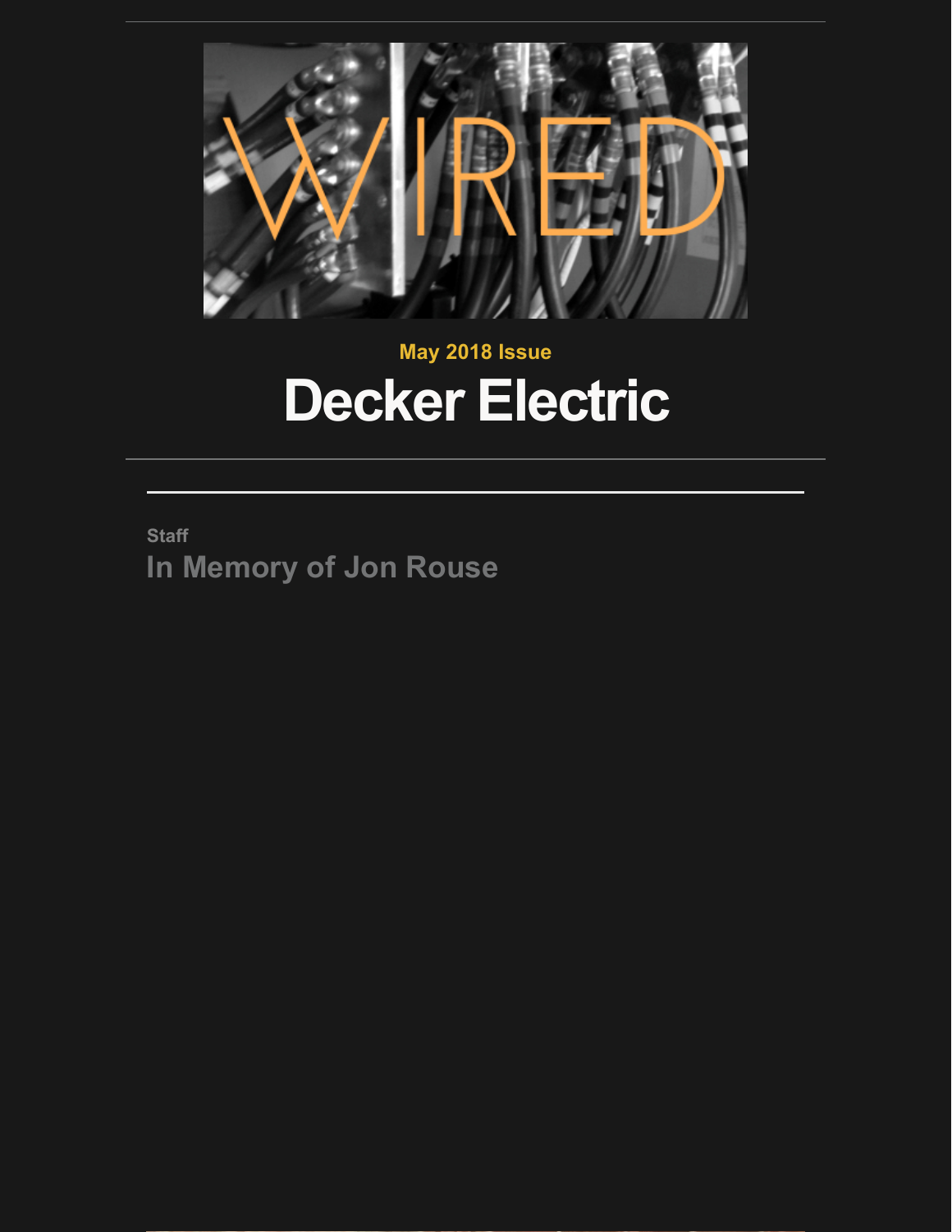WIRED

May 2018 Issue

# Decker Electric

---

Staff

## In Memory of Jon Rouse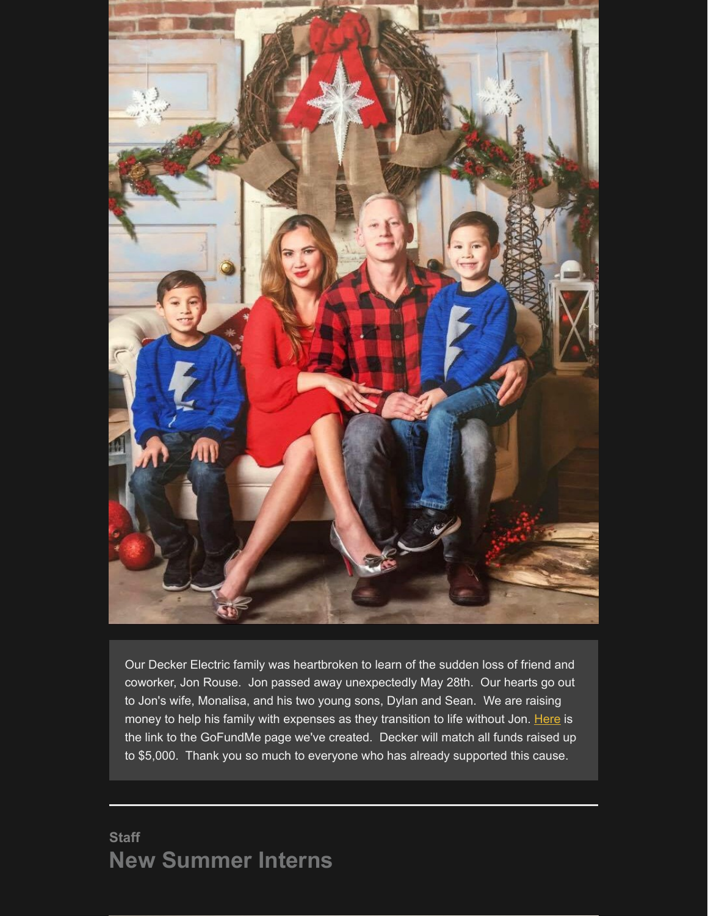Our Decker Electric family was heartbroken to learn of the sudden loss of friend and coworker, Jon Rouse. Jon passed away unexpectedly May 28th. Our hearts go out to Jon's wife, Monalisa, and his two young sons, Dylan and Sean. We are raising money to help his family with expenses as they transition to life without Jon. Here is the link to the GoFundMe page we've created. Decker will match all funds raised up to $5,000. Thank you so much to everyone who has already supported this cause.

---

Staff

## New Summer Interns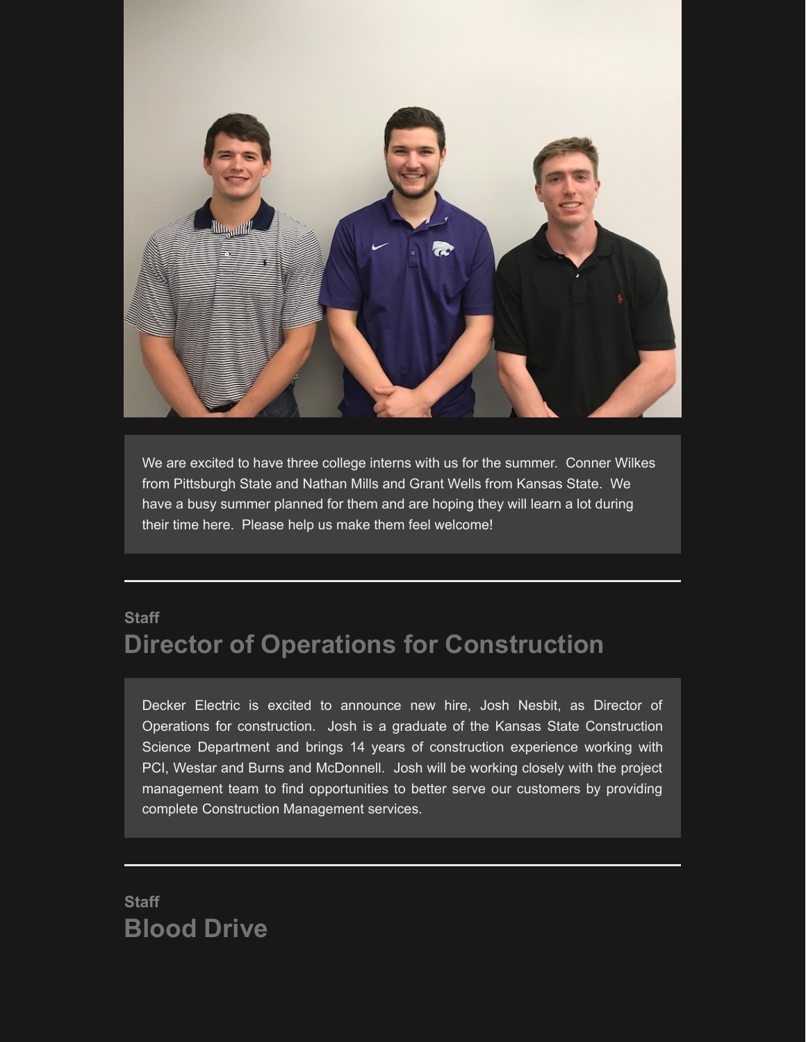We are excited to have three college interns with us for the summer.  Conner Wilkes from Pittsburgh State and Nathan Mills and Grant Wells from Kansas State.  We have a busy summer planned for them and are hoping they will learn a lot during their time here.  Please help us make them feel welcome!

---

Staff

## Director of Operations for Construction

Decker Electric is excited to announce new hire, Josh Nesbit, as Director of Operations for construction.  Josh is a graduate of the Kansas State Construction Science Department and brings 14 years of construction experience working with PCI, Westar and Burns and McDonnell.  Josh will be working closely with the project management team to find opportunities to better serve our customers by providing complete Construction Management services.

---

Staff

## Blood Drive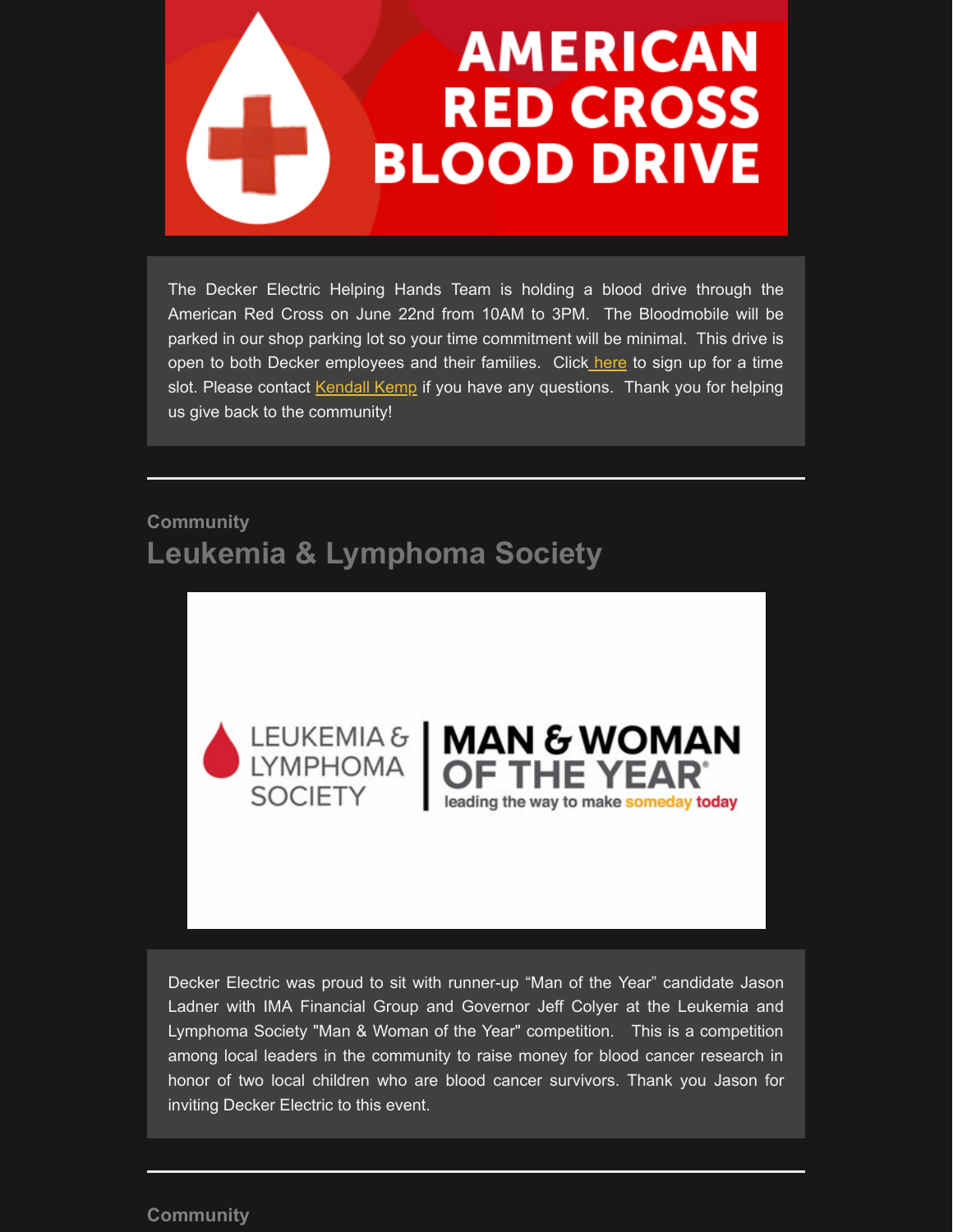# AMERICAN RED CROSS BLOOD DRIVE

The Decker Electric Helping Hands Team is holding a blood drive through the American Red Cross on June 22nd from 10AM to 3PM. The Bloodmobile will be parked in our shop parking lot so your time commitment will be minimal. This drive is open to both Decker employees and their families. Click here to sign up for a time slot. Please contact Kendall Kemp if you have any questions. Thank you for helping us give back to the community!

---

Community

## Leukemia & Lymphoma Society

LEUKEMIA & LYMPHOMA SOCIETY | MAN & WOMAN OF THE YEAR® leading the way to make someday today

Decker Electric was proud to sit with runner-up "Man of the Year" candidate Jason Ladner with IMA Financial Group and Governor Jeff Colyer at the Leukemia and Lymphoma Society "Man & Woman of the Year" competition. This is a competition among local leaders in the community to raise money for blood cancer research in honor of two local children who are blood cancer survivors. Thank you Jason for inviting Decker Electric to this event.

---

Community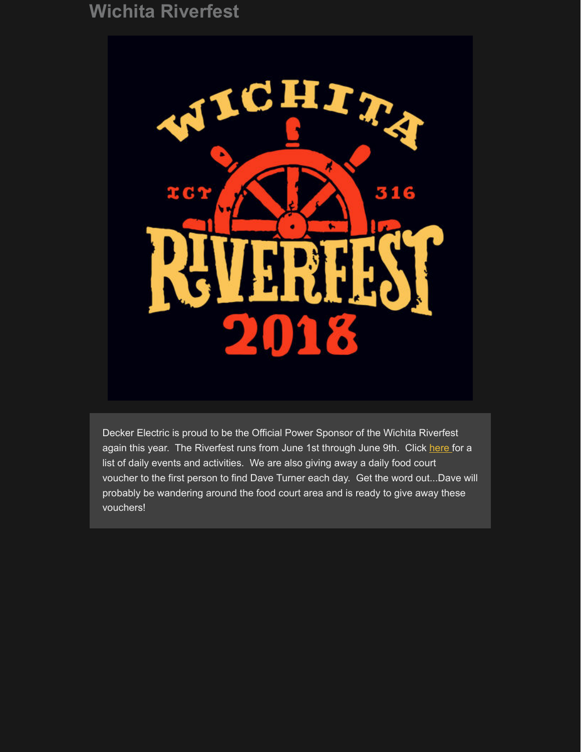# Wichita Riverfest

Decker Electric is proud to be the Official Power Sponsor of the Wichita Riverfest again this year. The Riverfest runs from June 1st through June 9th. Click here for a list of daily events and activities. We are also giving away a daily food court voucher to the first person to find Dave Turner each day. Get the word out...Dave will probably be wandering around the food court area and is ready to give away these vouchers!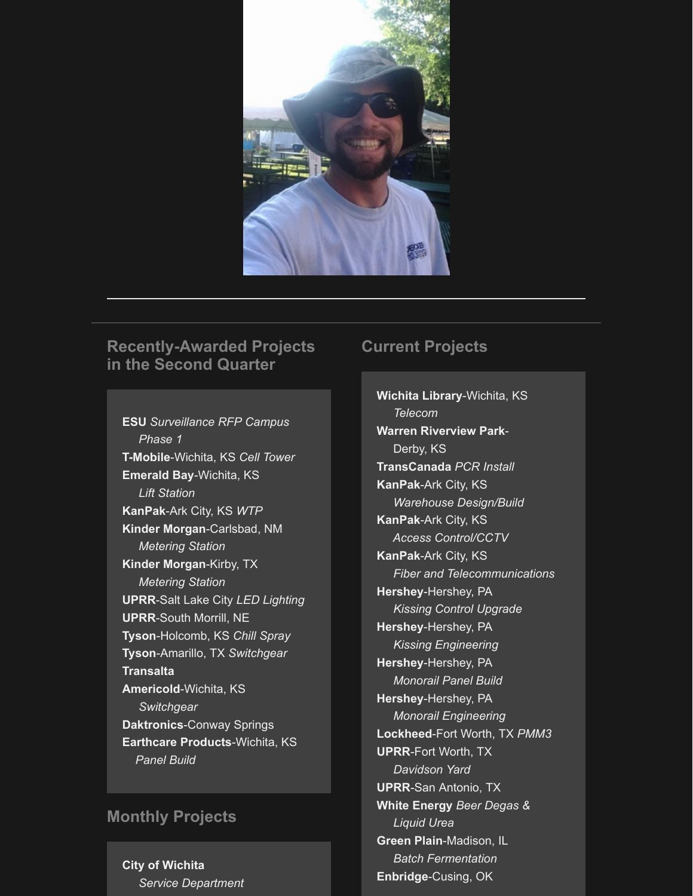## Recently-Awarded Projects in the Second Quarter

**ESU** *Surveillance RFP Campus Phase 1*
**T-Mobile**-Wichita, KS *Cell Tower*
**Emerald Bay**-Wichita, KS *Lift Station*
**KanPak**-Ark City, KS *WTP*
**Kinder Morgan**-Carlsbad, NM *Metering Station*
**Kinder Morgan**-Kirby, TX *Metering Station*
**UPRR**-Salt Lake City *LED Lighting*
**UPRR**-South Morrill, NE
**Tyson**-Holcomb, KS *Chill Spray*
**Tyson**-Amarillo, TX *Switchgear*
**Transalta**
**Americold**-Wichita, KS *Switchgear*
**Daktronics**-Conway Springs
**Earthcare Products**-Wichita, KS *Panel Build*

## Monthly Projects

**City of Wichita** *Service Department*

## Current Projects

**Wichita Library**-Wichita, KS *Telecom*
**Warren Riverview Park**-Derby, KS
**TransCanada** *PCR Install*
**KanPak**-Ark City, KS *Warehouse Design/Build*
**KanPak**-Ark City, KS *Access Control/CCTV*
**KanPak**-Ark City, KS *Fiber and Telecommunications*
**Hershey**-Hershey, PA *Kissing Control Upgrade*
**Hershey**-Hershey, PA *Kissing Engineering*
**Hershey**-Hershey, PA *Monorail Panel Build*
**Hershey**-Hershey, PA *Monorail Engineering*
**Lockheed**-Fort Worth, TX *PMM3*
**UPRR**-Fort Worth, TX *Davidson Yard*
**UPRR**-San Antonio, TX
**White Energy** *Beer Degas & Liquid Urea*
**Green Plain**-Madison, IL *Batch Fermentation*
**Enbridge**-Cusing, OK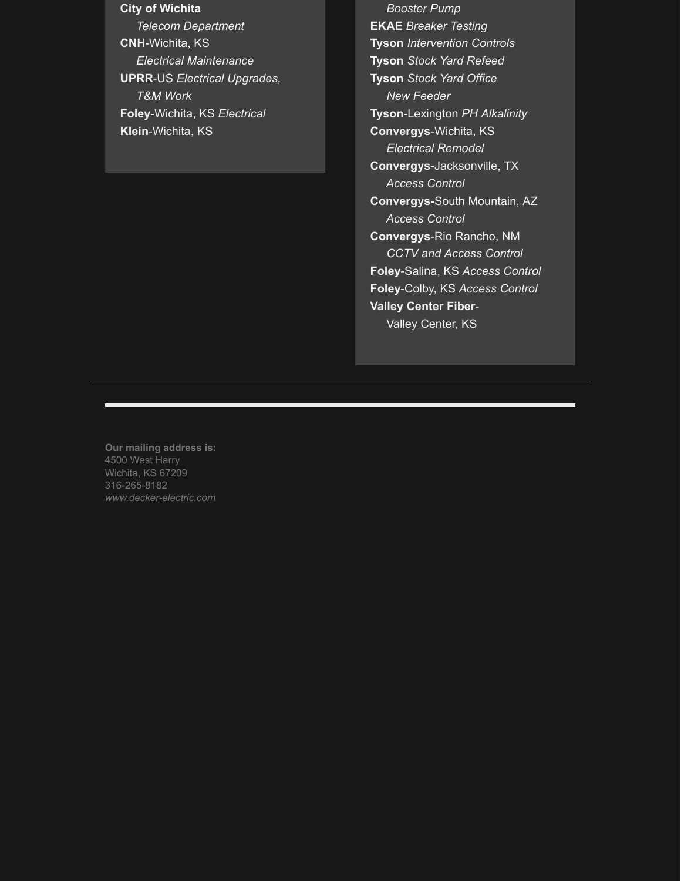**City of Wichita**
*Telecom Department*
**CNH**-Wichita, KS
*Electrical Maintenance*
**UPRR**-US *Electrical Upgrades, T&M Work*
**Foley**-Wichita, KS *Electrical*
**Klein**-Wichita, KS

*Booster Pump*
**EKAE** *Breaker Testing*
**Tyson** *Intervention Controls*
**Tyson** *Stock Yard Refeed*
**Tyson** *Stock Yard Office New Feeder*
**Tyson**-Lexington *PH Alkalinity*
**Convergys**-Wichita, KS
*Electrical Remodel*
**Convergys**-Jacksonville, TX
*Access Control*
**Convergys**-South Mountain, AZ
*Access Control*
**Convergys**-Rio Rancho, NM
*CCTV and Access Control*
**Foley**-Salina, KS *Access Control*
**Foley**-Colby, KS *Access Control*
**Valley Center Fiber**-
Valley Center, KS

---

**Our mailing address is:**
4500 West Harry
Wichita, KS 67209
316-265-8182
*www.decker-electric.com*